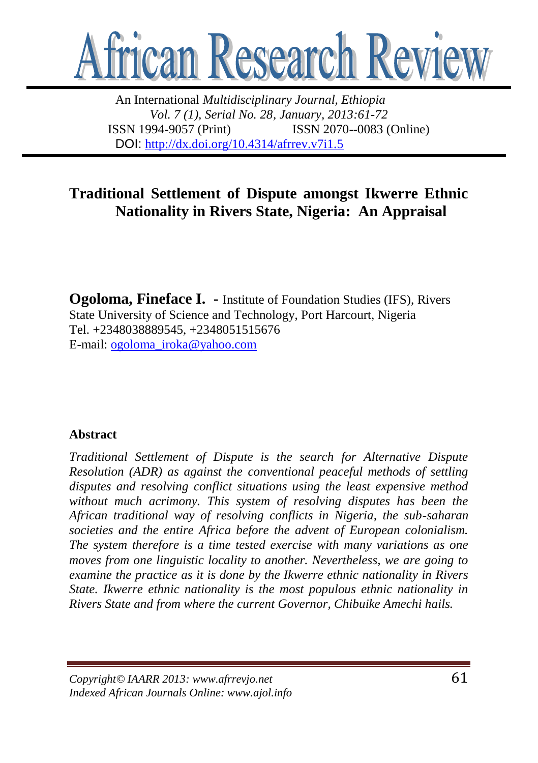# African Research Review

An International *Multidisciplinary Journal, Ethiopia*
*Vol. 7 (1), Serial No. 28, January, 2013:61-72*
ISSN 1994-9057 (Print) ISSN 2070--0083 (Online)
DOI: http://dx.doi.org/10.4314/afrrev.v7i1.5

## Traditional Settlement of Dispute amongst Ikwerre Ethnic Nationality in Rivers State, Nigeria: An Appraisal

**Ogoloma, Fineface I.** - Institute of Foundation Studies (IFS), Rivers State University of Science and Technology, Port Harcourt, Nigeria
Tel. +2348038889545, +2348051515676
E-mail: ogoloma_iroka@yahoo.com

### Abstract

*Traditional Settlement of Dispute is the search for Alternative Dispute Resolution (ADR) as against the conventional peaceful methods of settling disputes and resolving conflict situations using the least expensive method without much acrimony. This system of resolving disputes has been the African traditional way of resolving conflicts in Nigeria, the sub-saharan societies and the entire Africa before the advent of European colonialism. The system therefore is a time tested exercise with many variations as one moves from one linguistic locality to another. Nevertheless, we are going to examine the practice as it is done by the Ikwerre ethnic nationality in Rivers State. Ikwerre ethnic nationality is the most populous ethnic nationality in Rivers State and from where the current Governor, Chibuike Amechi hails.*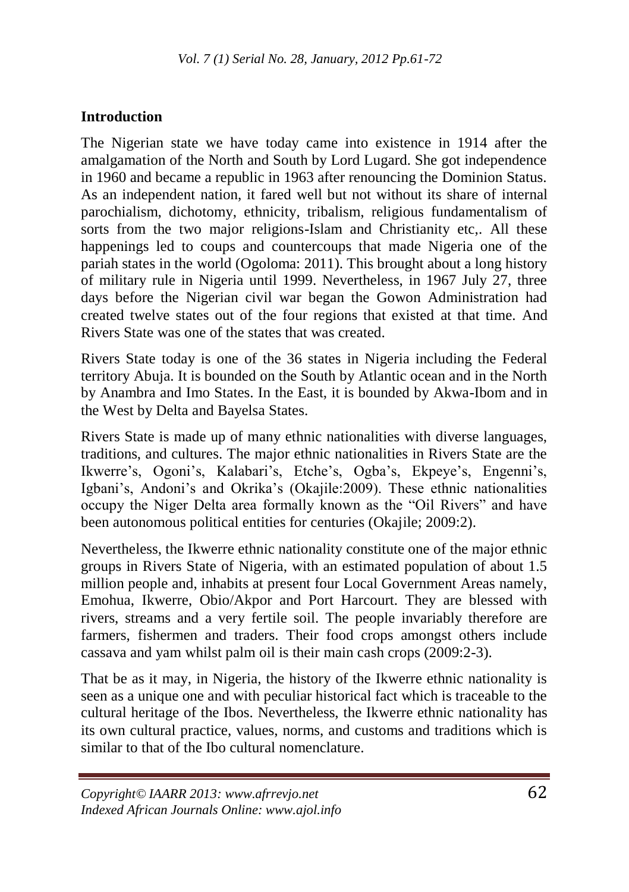## Introduction

The Nigerian state we have today came into existence in 1914 after the amalgamation of the North and South by Lord Lugard. She got independence in 1960 and became a republic in 1963 after renouncing the Dominion Status. As an independent nation, it fared well but not without its share of internal parochialism, dichotomy, ethnicity, tribalism, religious fundamentalism of sorts from the two major religions-Islam and Christianity etc,. All these happenings led to coups and countercoups that made Nigeria one of the pariah states in the world (Ogoloma: 2011). This brought about a long history of military rule in Nigeria until 1999. Nevertheless, in 1967 July 27, three days before the Nigerian civil war began the Gowon Administration had created twelve states out of the four regions that existed at that time. And Rivers State was one of the states that was created.

Rivers State today is one of the 36 states in Nigeria including the Federal territory Abuja. It is bounded on the South by Atlantic ocean and in the North by Anambra and Imo States. In the East, it is bounded by Akwa-Ibom and in the West by Delta and Bayelsa States.

Rivers State is made up of many ethnic nationalities with diverse languages, traditions, and cultures. The major ethnic nationalities in Rivers State are the Ikwerre's, Ogoni's, Kalabari's, Etche's, Ogba's, Ekpeye's, Engenni's, Igbani's, Andoni's and Okrika's (Okajile:2009). These ethnic nationalities occupy the Niger Delta area formally known as the "Oil Rivers" and have been autonomous political entities for centuries (Okajile; 2009:2).

Nevertheless, the Ikwerre ethnic nationality constitute one of the major ethnic groups in Rivers State of Nigeria, with an estimated population of about 1.5 million people and, inhabits at present four Local Government Areas namely, Emohua, Ikwerre, Obio/Akpor and Port Harcourt. They are blessed with rivers, streams and a very fertile soil. The people invariably therefore are farmers, fishermen and traders. Their food crops amongst others include cassava and yam whilst palm oil is their main cash crops (2009:2-3).

That be as it may, in Nigeria, the history of the Ikwerre ethnic nationality is seen as a unique one and with peculiar historical fact which is traceable to the cultural heritage of the Ibos. Nevertheless, the Ikwerre ethnic nationality has its own cultural practice, values, norms, and customs and traditions which is similar to that of the Ibo cultural nomenclature.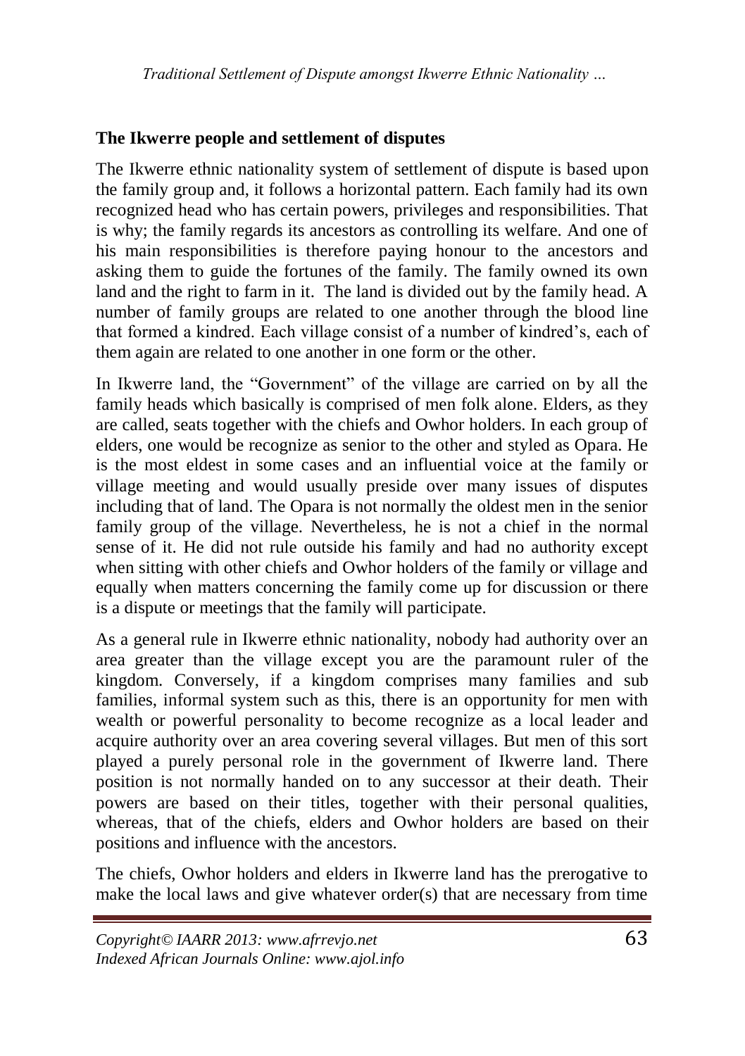## The Ikwerre people and settlement of disputes

The Ikwerre ethnic nationality system of settlement of dispute is based upon the family group and, it follows a horizontal pattern. Each family had its own recognized head who has certain powers, privileges and responsibilities. That is why; the family regards its ancestors as controlling its welfare. And one of his main responsibilities is therefore paying honour to the ancestors and asking them to guide the fortunes of the family. The family owned its own land and the right to farm in it. The land is divided out by the family head. A number of family groups are related to one another through the blood line that formed a kindred. Each village consist of a number of kindred's, each of them again are related to one another in one form or the other.

In Ikwerre land, the "Government" of the village are carried on by all the family heads which basically is comprised of men folk alone. Elders, as they are called, seats together with the chiefs and Owhor holders. In each group of elders, one would be recognize as senior to the other and styled as Opara. He is the most eldest in some cases and an influential voice at the family or village meeting and would usually preside over many issues of disputes including that of land. The Opara is not normally the oldest men in the senior family group of the village. Nevertheless, he is not a chief in the normal sense of it. He did not rule outside his family and had no authority except when sitting with other chiefs and Owhor holders of the family or village and equally when matters concerning the family come up for discussion or there is a dispute or meetings that the family will participate.

As a general rule in Ikwerre ethnic nationality, nobody had authority over an area greater than the village except you are the paramount ruler of the kingdom. Conversely, if a kingdom comprises many families and sub families, informal system such as this, there is an opportunity for men with wealth or powerful personality to become recognize as a local leader and acquire authority over an area covering several villages. But men of this sort played a purely personal role in the government of Ikwerre land. There position is not normally handed on to any successor at their death. Their powers are based on their titles, together with their personal qualities, whereas, that of the chiefs, elders and Owhor holders are based on their positions and influence with the ancestors.

The chiefs, Owhor holders and elders in Ikwerre land has the prerogative to make the local laws and give whatever order(s) that are necessary from time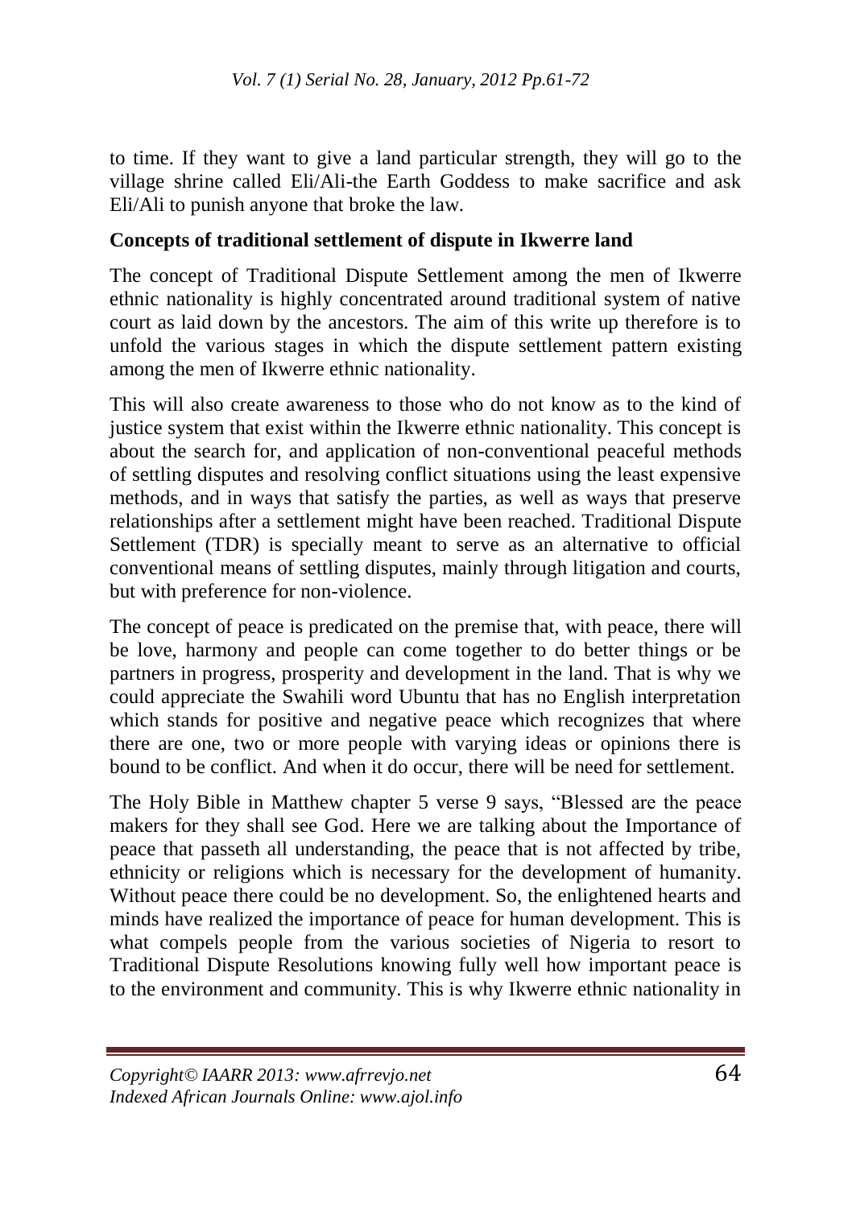to time. If they want to give a land particular strength, they will go to the village shrine called Eli/Ali-the Earth Goddess to make sacrifice and ask Eli/Ali to punish anyone that broke the law.

## Concepts of traditional settlement of dispute in Ikwerre land

The concept of Traditional Dispute Settlement among the men of Ikwerre ethnic nationality is highly concentrated around traditional system of native court as laid down by the ancestors. The aim of this write up therefore is to unfold the various stages in which the dispute settlement pattern existing among the men of Ikwerre ethnic nationality.

This will also create awareness to those who do not know as to the kind of justice system that exist within the Ikwerre ethnic nationality. This concept is about the search for, and application of non-conventional peaceful methods of settling disputes and resolving conflict situations using the least expensive methods, and in ways that satisfy the parties, as well as ways that preserve relationships after a settlement might have been reached. Traditional Dispute Settlement (TDR) is specially meant to serve as an alternative to official conventional means of settling disputes, mainly through litigation and courts, but with preference for non-violence.

The concept of peace is predicated on the premise that, with peace, there will be love, harmony and people can come together to do better things or be partners in progress, prosperity and development in the land. That is why we could appreciate the Swahili word Ubuntu that has no English interpretation which stands for positive and negative peace which recognizes that where there are one, two or more people with varying ideas or opinions there is bound to be conflict. And when it do occur, there will be need for settlement.

The Holy Bible in Matthew chapter 5 verse 9 says, "Blessed are the peace makers for they shall see God. Here we are talking about the Importance of peace that passeth all understanding, the peace that is not affected by tribe, ethnicity or religions which is necessary for the development of humanity. Without peace there could be no development. So, the enlightened hearts and minds have realized the importance of peace for human development. This is what compels people from the various societies of Nigeria to resort to Traditional Dispute Resolutions knowing fully well how important peace is to the environment and community. This is why Ikwerre ethnic nationality in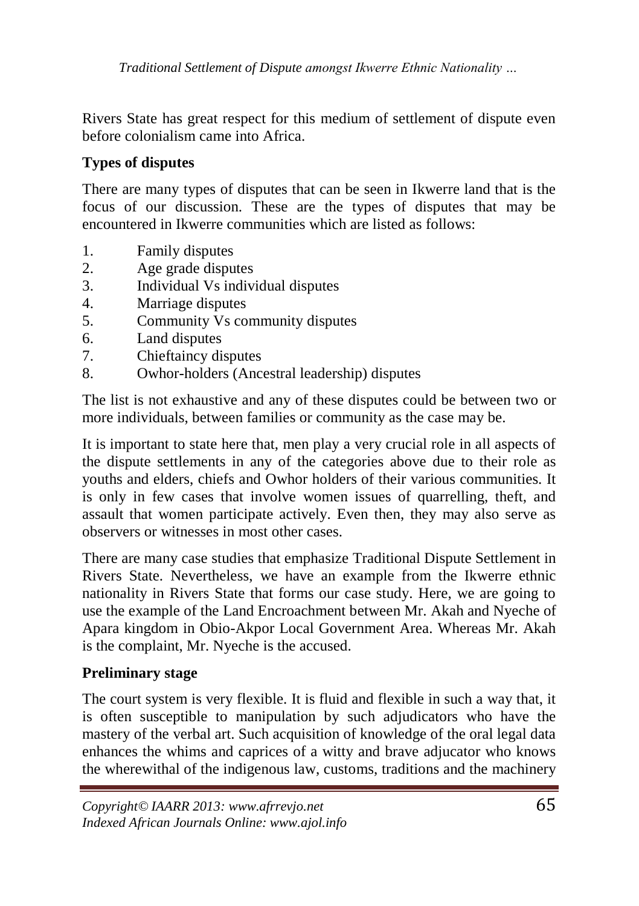Rivers State has great respect for this medium of settlement of dispute even before colonialism came into Africa.

**Types of disputes**

There are many types of disputes that can be seen in Ikwerre land that is the focus of our discussion. These are the types of disputes that may be encountered in Ikwerre communities which are listed as follows:

1. Family disputes
2. Age grade disputes
3. Individual Vs individual disputes
4. Marriage disputes
5. Community Vs community disputes
6. Land disputes
7. Chieftaincy disputes
8. Owhor-holders (Ancestral leadership) disputes

The list is not exhaustive and any of these disputes could be between two or more individuals, between families or community as the case may be.

It is important to state here that, men play a very crucial role in all aspects of the dispute settlements in any of the categories above due to their role as youths and elders, chiefs and Owhor holders of their various communities. It is only in few cases that involve women issues of quarrelling, theft, and assault that women participate actively. Even then, they may also serve as observers or witnesses in most other cases.

There are many case studies that emphasize Traditional Dispute Settlement in Rivers State. Nevertheless, we have an example from the Ikwerre ethnic nationality in Rivers State that forms our case study. Here, we are going to use the example of the Land Encroachment between Mr. Akah and Nyeche of Apara kingdom in Obio-Akpor Local Government Area. Whereas Mr. Akah is the complaint, Mr. Nyeche is the accused.

**Preliminary stage**

The court system is very flexible. It is fluid and flexible in such a way that, it is often susceptible to manipulation by such adjudicators who have the mastery of the verbal art. Such acquisition of knowledge of the oral legal data enhances the whims and caprices of a witty and brave adjucator who knows the wherewithal of the indigenous law, customs, traditions and the machinery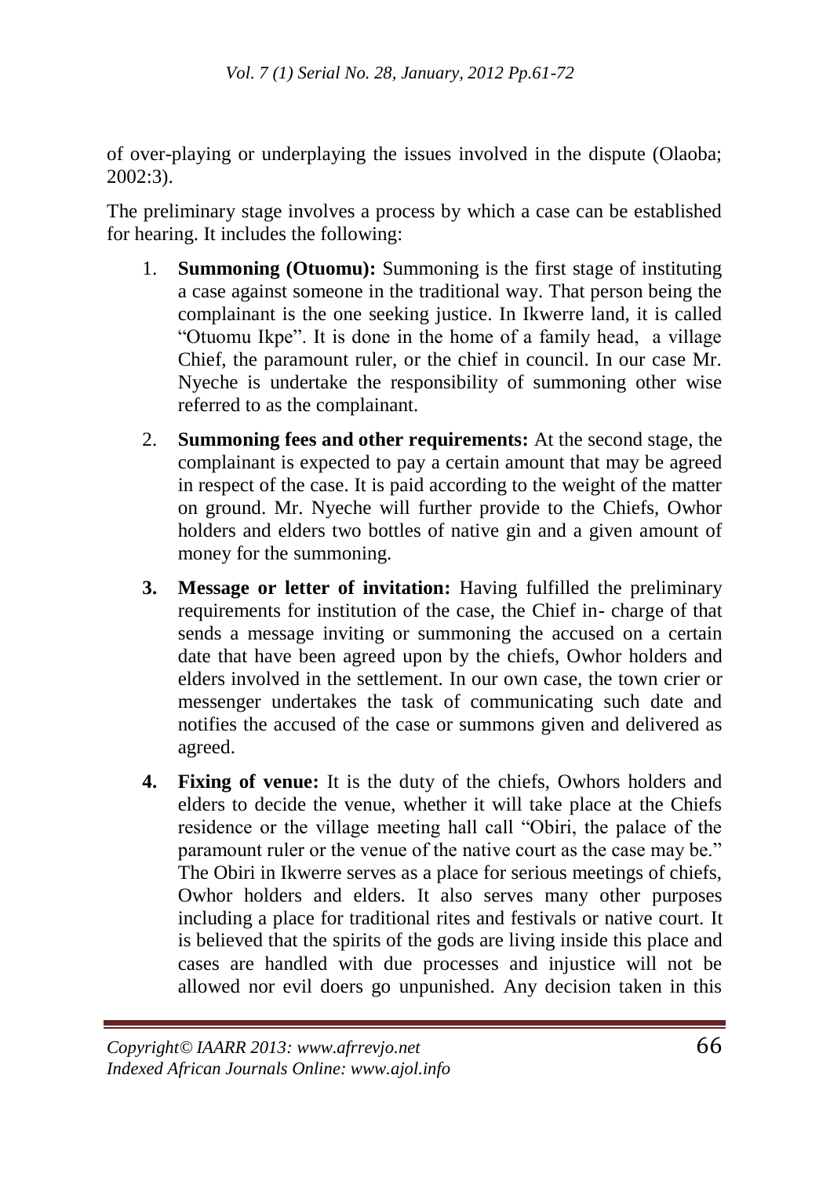of over-playing or underplaying the issues involved in the dispute (Olaoba; 2002:3).

The preliminary stage involves a process by which a case can be established for hearing. It includes the following:

1. **Summoning (Otuomu):** Summoning is the first stage of instituting a case against someone in the traditional way. That person being the complainant is the one seeking justice. In Ikwerre land, it is called "Otuomu Ikpe". It is done in the home of a family head, a village Chief, the paramount ruler, or the chief in council. In our case Mr. Nyeche is undertake the responsibility of summoning other wise referred to as the complainant.
2. **Summoning fees and other requirements:** At the second stage, the complainant is expected to pay a certain amount that may be agreed in respect of the case. It is paid according to the weight of the matter on ground. Mr. Nyeche will further provide to the Chiefs, Owhor holders and elders two bottles of native gin and a given amount of money for the summoning.
3. **Message or letter of invitation:** Having fulfilled the preliminary requirements for institution of the case, the Chief in- charge of that sends a message inviting or summoning the accused on a certain date that have been agreed upon by the chiefs, Owhor holders and elders involved in the settlement. In our own case, the town crier or messenger undertakes the task of communicating such date and notifies the accused of the case or summons given and delivered as agreed.
4. **Fixing of venue:** It is the duty of the chiefs, Owhors holders and elders to decide the venue, whether it will take place at the Chiefs residence or the village meeting hall call "Obiri, the palace of the paramount ruler or the venue of the native court as the case may be." The Obiri in Ikwerre serves as a place for serious meetings of chiefs, Owhor holders and elders. It also serves many other purposes including a place for traditional rites and festivals or native court. It is believed that the spirits of the gods are living inside this place and cases are handled with due processes and injustice will not be allowed nor evil doers go unpunished. Any decision taken in this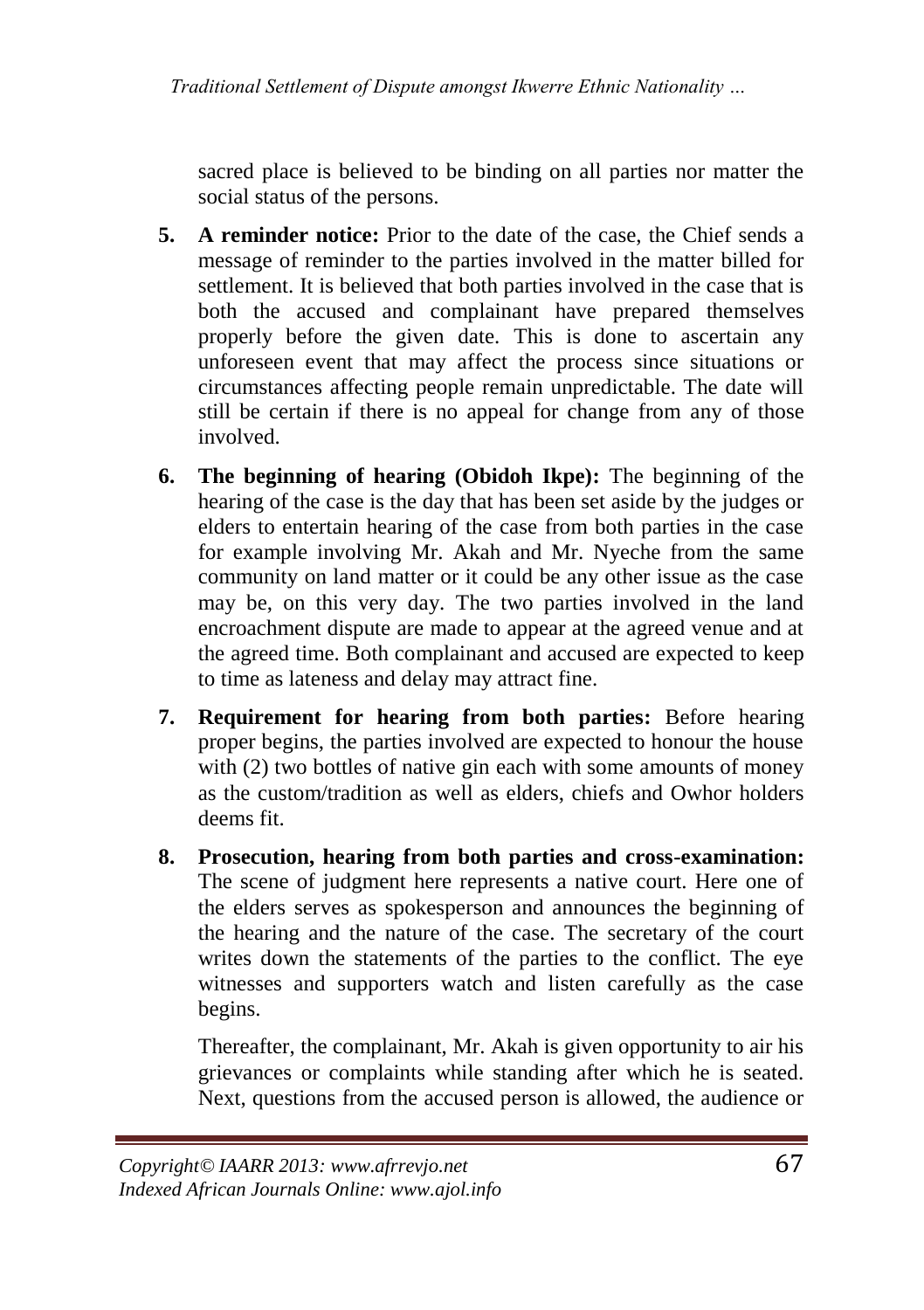sacred place is believed to be binding on all parties nor matter the social status of the persons.

5. **A reminder notice:** Prior to the date of the case, the Chief sends a message of reminder to the parties involved in the matter billed for settlement. It is believed that both parties involved in the case that is both the accused and complainant have prepared themselves properly before the given date. This is done to ascertain any unforeseen event that may affect the process since situations or circumstances affecting people remain unpredictable. The date will still be certain if there is no appeal for change from any of those involved.

6. **The beginning of hearing (Obidoh Ikpe):** The beginning of the hearing of the case is the day that has been set aside by the judges or elders to entertain hearing of the case from both parties in the case for example involving Mr. Akah and Mr. Nyeche from the same community on land matter or it could be any other issue as the case may be, on this very day. The two parties involved in the land encroachment dispute are made to appear at the agreed venue and at the agreed time. Both complainant and accused are expected to keep to time as lateness and delay may attract fine.

7. **Requirement for hearing from both parties:** Before hearing proper begins, the parties involved are expected to honour the house with (2) two bottles of native gin each with some amounts of money as the custom/tradition as well as elders, chiefs and Owhor holders deems fit.

8. **Prosecution, hearing from both parties and cross-examination:** The scene of judgment here represents a native court. Here one of the elders serves as spokesperson and announces the beginning of the hearing and the nature of the case. The secretary of the court writes down the statements of the parties to the conflict. The eye witnesses and supporters watch and listen carefully as the case begins.

   Thereafter, the complainant, Mr. Akah is given opportunity to air his grievances or complaints while standing after which he is seated. Next, questions from the accused person is allowed, the audience or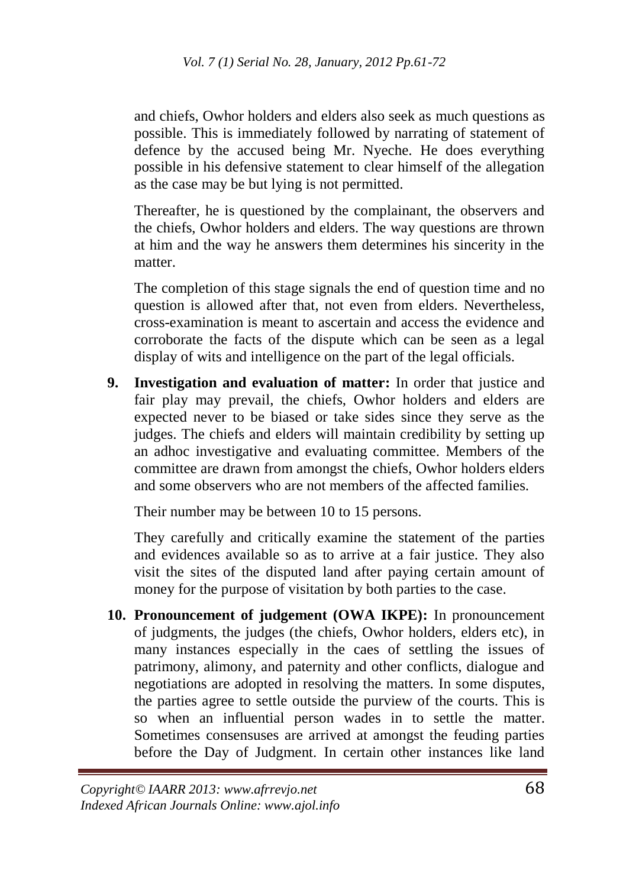and chiefs, Owhor holders and elders also seek as much questions as possible. This is immediately followed by narrating of statement of defence by the accused being Mr. Nyeche. He does everything possible in his defensive statement to clear himself of the allegation as the case may be but lying is not permitted.

Thereafter, he is questioned by the complainant, the observers and the chiefs, Owhor holders and elders. The way questions are thrown at him and the way he answers them determines his sincerity in the matter.

The completion of this stage signals the end of question time and no question is allowed after that, not even from elders. Nevertheless, cross-examination is meant to ascertain and access the evidence and corroborate the facts of the dispute which can be seen as a legal display of wits and intelligence on the part of the legal officials.

9. **Investigation and evaluation of matter:** In order that justice and fair play may prevail, the chiefs, Owhor holders and elders are expected never to be biased or take sides since they serve as the judges. The chiefs and elders will maintain credibility by setting up an adhoc investigative and evaluating committee. Members of the committee are drawn from amongst the chiefs, Owhor holders elders and some observers who are not members of the affected families.

   Their number may be between 10 to 15 persons.

   They carefully and critically examine the statement of the parties and evidences available so as to arrive at a fair justice. They also visit the sites of the disputed land after paying certain amount of money for the purpose of visitation by both parties to the case.

10. **Pronouncement of judgement (OWA IKPE):** In pronouncement of judgments, the judges (the chiefs, Owhor holders, elders etc), in many instances especially in the caes of settling the issues of patrimony, alimony, and paternity and other conflicts, dialogue and negotiations are adopted in resolving the matters. In some disputes, the parties agree to settle outside the purview of the courts. This is so when an influential person wades in to settle the matter. Sometimes consensuses are arrived at amongst the feuding parties before the Day of Judgment. In certain other instances like land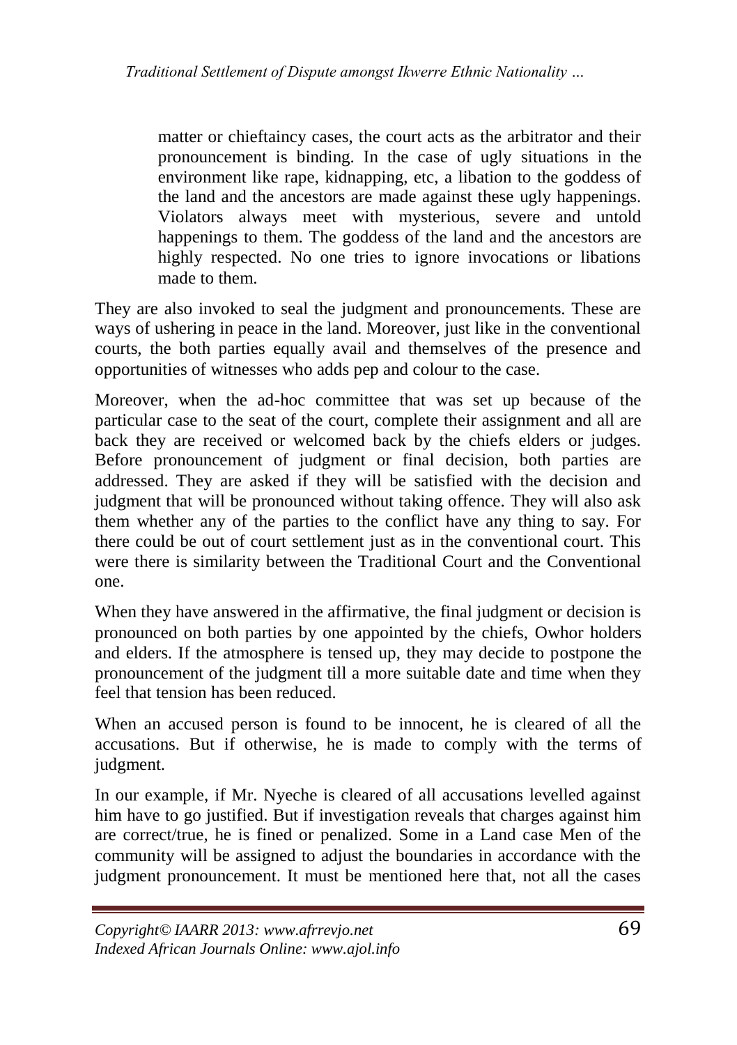> matter or chieftaincy cases, the court acts as the arbitrator and their pronouncement is binding. In the case of ugly situations in the environment like rape, kidnapping, etc, a libation to the goddess of the land and the ancestors are made against these ugly happenings. Violators always meet with mysterious, severe and untold happenings to them. The goddess of the land and the ancestors are highly respected. No one tries to ignore invocations or libations made to them.

They are also invoked to seal the judgment and pronouncements. These are ways of ushering in peace in the land. Moreover, just like in the conventional courts, the both parties equally avail and themselves of the presence and opportunities of witnesses who adds pep and colour to the case.

Moreover, when the ad-hoc committee that was set up because of the particular case to the seat of the court, complete their assignment and all are back they are received or welcomed back by the chiefs elders or judges. Before pronouncement of judgment or final decision, both parties are addressed. They are asked if they will be satisfied with the decision and judgment that will be pronounced without taking offence. They will also ask them whether any of the parties to the conflict have any thing to say. For there could be out of court settlement just as in the conventional court. This were there is similarity between the Traditional Court and the Conventional one.

When they have answered in the affirmative, the final judgment or decision is pronounced on both parties by one appointed by the chiefs, Owhor holders and elders. If the atmosphere is tensed up, they may decide to postpone the pronouncement of the judgment till a more suitable date and time when they feel that tension has been reduced.

When an accused person is found to be innocent, he is cleared of all the accusations. But if otherwise, he is made to comply with the terms of judgment.

In our example, if Mr. Nyeche is cleared of all accusations levelled against him have to go justified. But if investigation reveals that charges against him are correct/true, he is fined or penalized. Some in a Land case Men of the community will be assigned to adjust the boundaries in accordance with the judgment pronouncement. It must be mentioned here that, not all the cases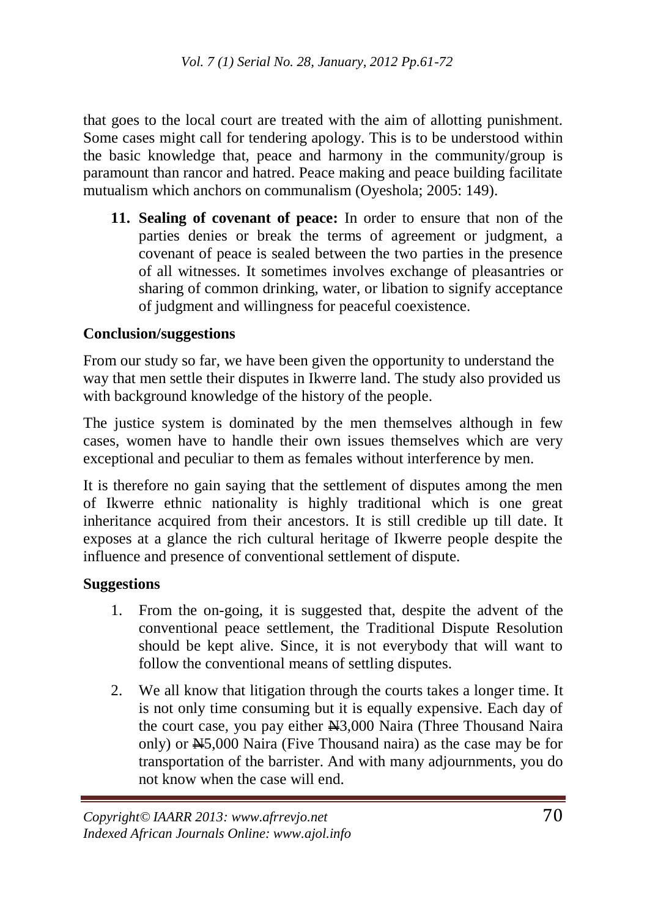that goes to the local court are treated with the aim of allotting punishment. Some cases might call for tendering apology. This is to be understood within the basic knowledge that, peace and harmony in the community/group is paramount than rancor and hatred. Peace making and peace building facilitate mutualism which anchors on communalism (Oyeshola; 2005: 149).

11. **Sealing of covenant of peace:** In order to ensure that non of the parties denies or break the terms of agreement or judgment, a covenant of peace is sealed between the two parties in the presence of all witnesses. It sometimes involves exchange of pleasantries or sharing of common drinking, water, or libation to signify acceptance of judgment and willingness for peaceful coexistence.

**Conclusion/suggestions**

From our study so far, we have been given the opportunity to understand the way that men settle their disputes in Ikwerre land. The study also provided us with background knowledge of the history of the people.

The justice system is dominated by the men themselves although in few cases, women have to handle their own issues themselves which are very exceptional and peculiar to them as females without interference by men.

It is therefore no gain saying that the settlement of disputes among the men of Ikwerre ethnic nationality is highly traditional which is one great inheritance acquired from their ancestors. It is still credible up till date. It exposes at a glance the rich cultural heritage of Ikwerre people despite the influence and presence of conventional settlement of dispute.

**Suggestions**

1. From the on-going, it is suggested that, despite the advent of the conventional peace settlement, the Traditional Dispute Resolution should be kept alive. Since, it is not everybody that will want to follow the conventional means of settling disputes.
2. We all know that litigation through the courts takes a longer time. It is not only time consuming but it is equally expensive. Each day of the court case, you pay either ₦3,000 Naira (Three Thousand Naira only) or ₦5,000 Naira (Five Thousand naira) as the case may be for transportation of the barrister. And with many adjournments, you do not know when the case will end.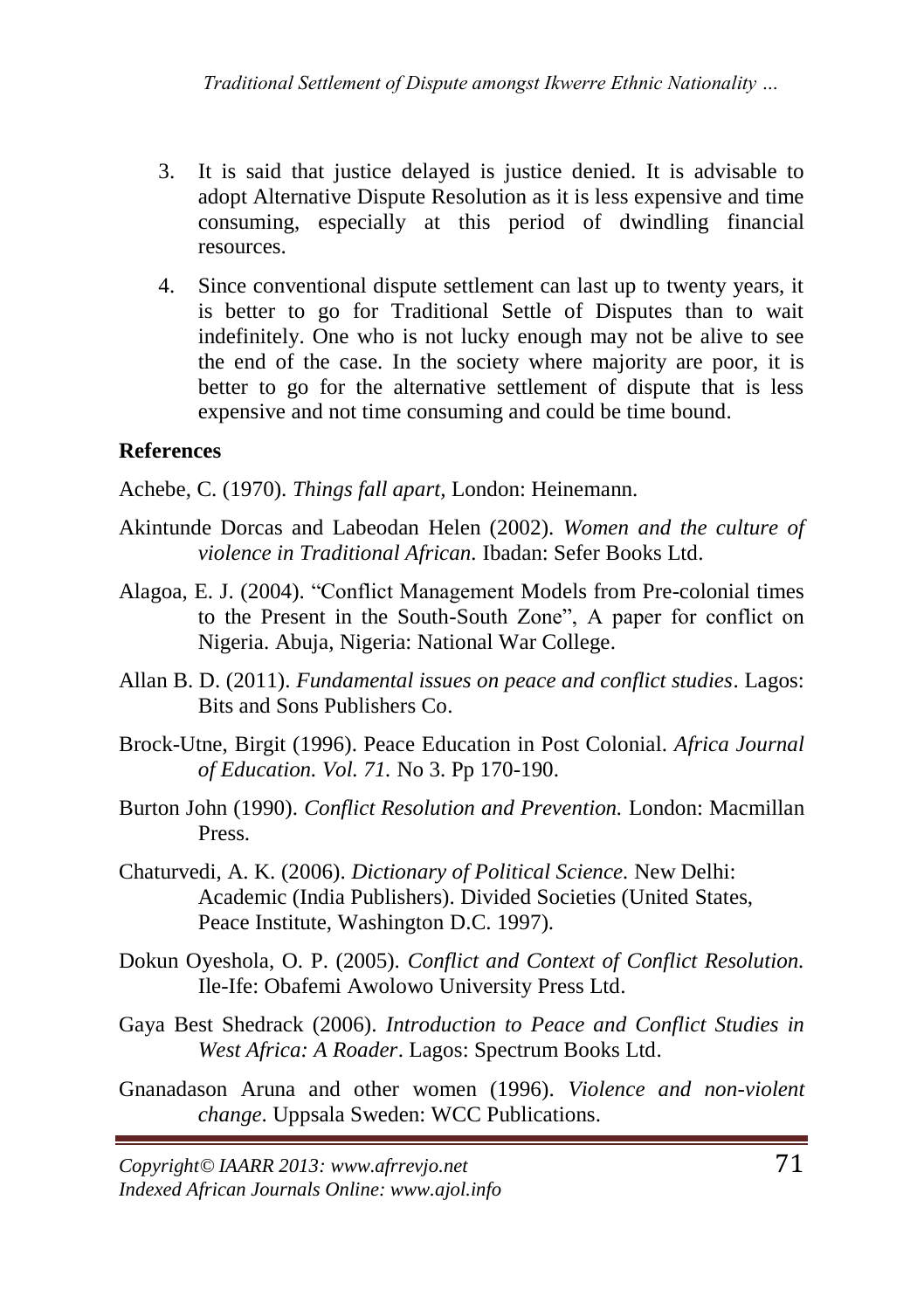3. It is said that justice delayed is justice denied. It is advisable to adopt Alternative Dispute Resolution as it is less expensive and time consuming, especially at this period of dwindling financial resources.

4. Since conventional dispute settlement can last up to twenty years, it is better to go for Traditional Settle of Disputes than to wait indefinitely. One who is not lucky enough may not be alive to see the end of the case. In the society where majority are poor, it is better to go for the alternative settlement of dispute that is less expensive and not time consuming and could be time bound.

**References**

Achebe, C. (1970). *Things fall apart*, London: Heinemann.

Akintunde Dorcas and Labeodan Helen (2002). *Women and the culture of violence in Traditional African.* Ibadan: Sefer Books Ltd.

Alagoa, E. J. (2004). "Conflict Management Models from Pre-colonial times to the Present in the South-South Zone", A paper for conflict on Nigeria. Abuja, Nigeria: National War College.

Allan B. D. (2011). *Fundamental issues on peace and conflict studies*. Lagos: Bits and Sons Publishers Co.

Brock-Utne, Birgit (1996). Peace Education in Post Colonial. *Africa Journal of Education. Vol. 71.* No 3. Pp 170-190.

Burton John (1990). *Conflict Resolution and Prevention.* London: Macmillan Press.

Chaturvedi, A. K. (2006). *Dictionary of Political Science.* New Delhi: Academic (India Publishers). Divided Societies (United States, Peace Institute, Washington D.C. 1997).

Dokun Oyeshola, O. P. (2005). *Conflict and Context of Conflict Resolution.* Ile-Ife: Obafemi Awolowo University Press Ltd.

Gaya Best Shedrack (2006). *Introduction to Peace and Conflict Studies in West Africa: A Roader*. Lagos: Spectrum Books Ltd.

Gnanadason Aruna and other women (1996). *Violence and non-violent change*. Uppsala Sweden: WCC Publications.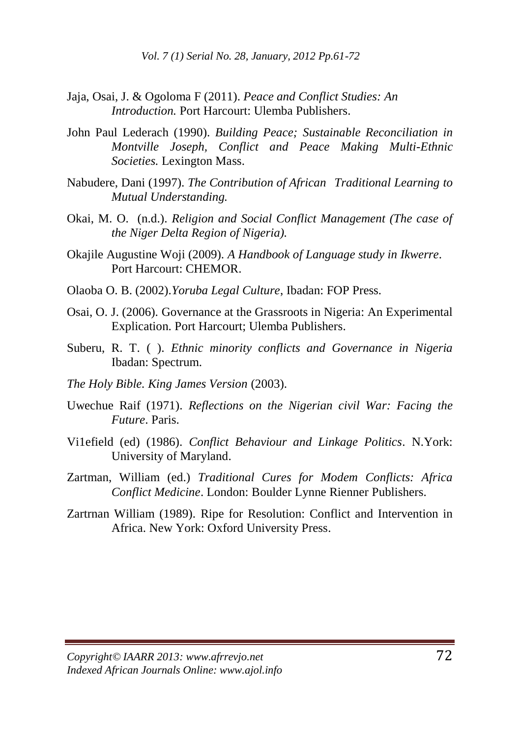Jaja, Osai, J. & Ogoloma F (2011). *Peace and Conflict Studies: An Introduction.* Port Harcourt: Ulemba Publishers.

John Paul Lederach (1990). *Building Peace; Sustainable Reconciliation in Montville Joseph, Conflict and Peace Making Multi-Ethnic Societies.* Lexington Mass.

Nabudere, Dani (1997). *The Contribution of African Traditional Learning to Mutual Understanding.*

Okai, M. O. (n.d.). *Religion and Social Conflict Management (The case of the Niger Delta Region of Nigeria).*

Okajile Augustine Woji (2009). *A Handbook of Language study in Ikwerre*. Port Harcourt: CHEMOR.

Olaoba O. B. (2002).*Yoruba Legal Culture*, Ibadan: FOP Press.

Osai, O. J. (2006). Governance at the Grassroots in Nigeria: An Experimental Explication. Port Harcourt; Ulemba Publishers.

Suberu, R. T. ( ). *Ethnic minority conflicts and Governance in Nigeria* Ibadan: Spectrum.

*The Holy Bible. King James Version* (2003).

Uwechue Raif (1971). *Reflections on the Nigerian civil War: Facing the Future*. Paris.

Vi1efield (ed) (1986). *Conflict Behaviour and Linkage Politics*. N.York: University of Maryland.

Zartman, William (ed.) *Traditional Cures for Modem Conflicts: Africa Conflict Medicine*. London: Boulder Lynne Rienner Publishers.

Zartrnan William (1989). Ripe for Resolution: Conflict and Intervention in Africa. New York: Oxford University Press.